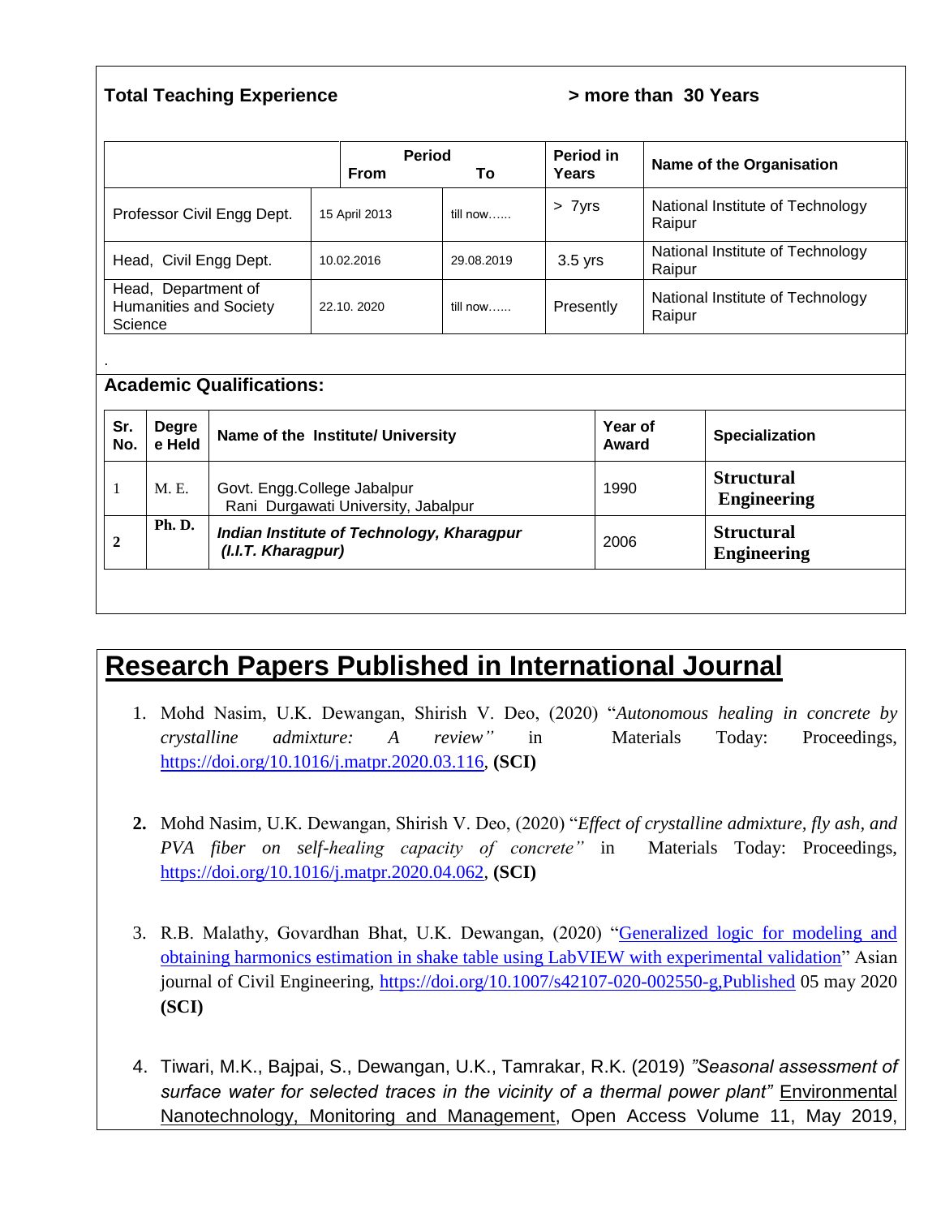**Total Teaching Experience** **> more than 30 Years**

| | Period From | To | Period in Years | Name of the Organisation |
|---|---|---|---|---|
| Professor Civil Engg Dept. | 15 April 2013 | till now…… | > 7yrs | National Institute of Technology Raipur |
| Head, Civil Engg Dept. | 10.02.2016 | 29.08.2019 | 3.5 yrs | National Institute of Technology Raipur |
| Head, Department of Humanities and Society Science | 22.10. 2020 | till now…… | Presently | National Institute of Technology Raipur |

.

**Academic Qualifications:**

| Sr. No. | Degree Held | Name of the Institute/ University | Year of Award | Specialization |
|---|---|---|---|---|
| 1 | M. E. | Govt. Engg.College Jabalpur Rani Durgawati University, Jabalpur | 1990 | **Structural Engineering** |
| **2** | **Ph. D.** | ***Indian Institute of Technology, Kharagpur (I.I.T. Kharagpur)*** | 2006 | **Structural Engineering** |

## Research Papers Published in International Journal

1. Mohd Nasim, U.K. Dewangan, Shirish V. Deo, (2020) "*Autonomous healing in concrete by crystalline admixture: A review"* in Materials Today: Proceedings, https://doi.org/10.1016/j.matpr.2020.03.116, **(SCI)**

2. Mohd Nasim, U.K. Dewangan, Shirish V. Deo, (2020) "*Effect of crystalline admixture, fly ash, and PVA fiber on self-healing capacity of concrete"* in Materials Today: Proceedings, https://doi.org/10.1016/j.matpr.2020.04.062, **(SCI)**

3. R.B. Malathy, Govardhan Bhat, U.K. Dewangan, (2020) "Generalized logic for modeling and obtaining harmonics estimation in shake table using LabVIEW with experimental validation" Asian journal of Civil Engineering, https://doi.org/10.1007/s42107-020-002550-g,Published 05 may 2020 **(SCI)**

4. Tiwari, M.K., Bajpai, S., Dewangan, U.K., Tamrakar, R.K. (2019) *"Seasonal assessment of surface water for selected traces in the vicinity of a thermal power plant"* Environmental Nanotechnology, Monitoring and Management, Open Access Volume 11, May 2019,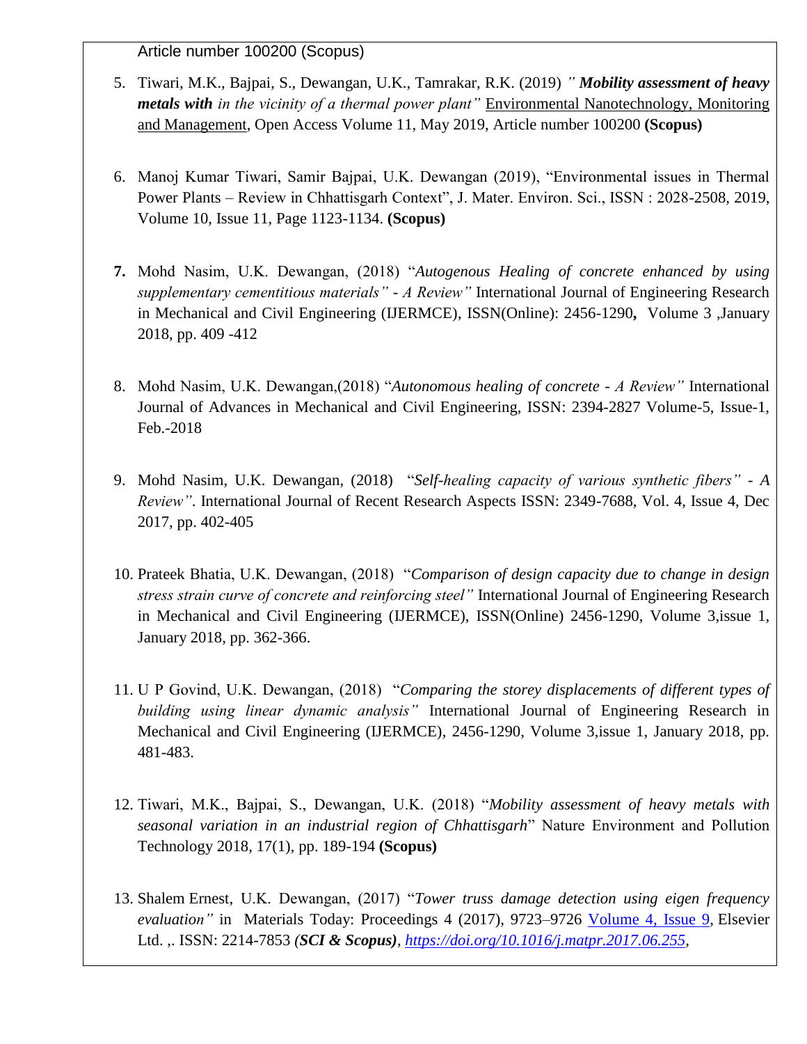Article number 100200 (Scopus)

5. Tiwari, M.K., Bajpai, S., Dewangan, U.K., Tamrakar, R.K. (2019) *" **Mobility assessment of heavy metals with** in the vicinity of a thermal power plant"* Environmental Nanotechnology, Monitoring and Management, Open Access Volume 11, May 2019, Article number 100200 **(Scopus)**

6. Manoj Kumar Tiwari, Samir Bajpai, U.K. Dewangan (2019), "Environmental issues in Thermal Power Plants – Review in Chhattisgarh Context", J. Mater. Environ. Sci., ISSN : 2028-2508, 2019, Volume 10, Issue 11, Page 1123-1134. **(Scopus)**

7. Mohd Nasim, U.K. Dewangan, (2018) "*Autogenous Healing of concrete enhanced by using supplementary cementitious materials" - A Review"* International Journal of Engineering Research in Mechanical and Civil Engineering (IJERMCE), ISSN(Online): 2456-1290**,** Volume 3 ,January 2018, pp. 409 -412

8. Mohd Nasim, U.K. Dewangan,(2018) "*Autonomous healing of concrete - A Review"* International Journal of Advances in Mechanical and Civil Engineering, ISSN: 2394-2827 Volume-5, Issue-1, Feb.-2018

9. Mohd Nasim, U.K. Dewangan, (2018) "*Self-healing capacity of various synthetic fibers" - A Review"*. International Journal of Recent Research Aspects ISSN: 2349-7688, Vol. 4, Issue 4, Dec 2017, pp. 402-405

10. Prateek Bhatia, U.K. Dewangan, (2018) "*Comparison of design capacity due to change in design stress strain curve of concrete and reinforcing steel"* International Journal of Engineering Research in Mechanical and Civil Engineering (IJERMCE), ISSN(Online) 2456-1290, Volume 3,issue 1, January 2018, pp. 362-366.

11. U P Govind, U.K. Dewangan, (2018) "*Comparing the storey displacements of different types of building using linear dynamic analysis"* International Journal of Engineering Research in Mechanical and Civil Engineering (IJERMCE), 2456-1290, Volume 3,issue 1, January 2018, pp. 481-483.

12. Tiwari, M.K., Bajpai, S., Dewangan, U.K. (2018) "*Mobility assessment of heavy metals with seasonal variation in an industrial region of Chhattisgarh*" Nature Environment and Pollution Technology 2018, 17(1), pp. 189-194 **(Scopus)**

13. Shalem Ernest, U.K. Dewangan, (2017) "*Tower truss damage detection using eigen frequency evaluation"* in Materials Today: Proceedings 4 (2017), 9723–9726 Volume 4, Issue 9, Elsevier Ltd. ,. ISSN: 2214-7853 ***(SCI & Scopus)***, *https://doi.org/10.1016/j.matpr.2017.06.255*,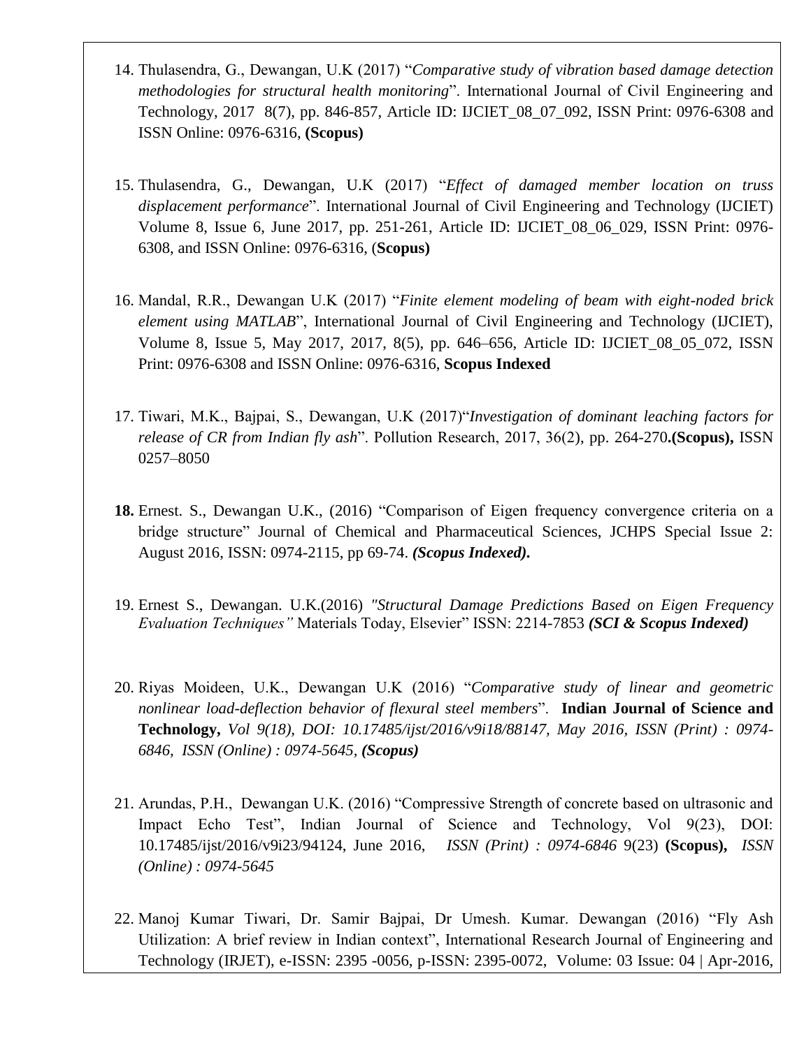14. Thulasendra, G., Dewangan, U.K (2017) "*Comparative study of vibration based damage detection methodologies for structural health monitoring*". International Journal of Civil Engineering and Technology, 2017 8(7), pp. 846-857, Article ID: IJCIET_08_07_092, ISSN Print: 0976-6308 and ISSN Online: 0976-6316, **(Scopus)**

15. Thulasendra, G., Dewangan, U.K (2017) "*Effect of damaged member location on truss displacement performance*". International Journal of Civil Engineering and Technology (IJCIET) Volume 8, Issue 6, June 2017, pp. 251-261, Article ID: IJCIET_08_06_029, ISSN Print: 0976-6308, and ISSN Online: 0976-6316, (**Scopus)**

16. Mandal, R.R., Dewangan U.K (2017) "*Finite element modeling of beam with eight-noded brick element using MATLAB*", International Journal of Civil Engineering and Technology (IJCIET), Volume 8, Issue 5, May 2017, 2017, 8(5), pp. 646–656, Article ID: IJCIET_08_05_072, ISSN Print: 0976-6308 and ISSN Online: 0976-6316, **Scopus Indexed**

17. Tiwari, M.K., Bajpai, S., Dewangan, U.K (2017)"*Investigation of dominant leaching factors for release of CR from Indian fly ash*". Pollution Research, 2017, 36(2), pp. 264-270**.(Scopus),** ISSN 0257–8050

**18.** Ernest. S., Dewangan U.K., (2016) "Comparison of Eigen frequency convergence criteria on a bridge structure" Journal of Chemical and Pharmaceutical Sciences, JCHPS Special Issue 2: August 2016, ISSN: 0974-2115, pp 69-74. ***(Scopus Indexed).***

19. Ernest S., Dewangan. U.K.(2016) *"Structural Damage Predictions Based on Eigen Frequency Evaluation Techniques"* Materials Today, Elsevier" ISSN: 2214-7853 ***(SCI & Scopus Indexed)***

20. Riyas Moideen, U.K., Dewangan U.K (2016) "*Comparative study of linear and geometric nonlinear load-deflection behavior of flexural steel members*". **Indian Journal of Science and Technology,** *Vol 9(18), DOI: 10.17485/ijst/2016/v9i18/88147, May 2016, ISSN (Print) : 0974-6846, ISSN (Online) : 0974-5645,* ***(Scopus)***

21. Arundas, P.H., Dewangan U.K. (2016) "Compressive Strength of concrete based on ultrasonic and Impact Echo Test", Indian Journal of Science and Technology, Vol 9(23), DOI: 10.17485/ijst/2016/v9i23/94124, June 2016, *ISSN (Print) : 0974-6846* 9(23) **(Scopus),** *ISSN (Online) : 0974-5645*

22. Manoj Kumar Tiwari, Dr. Samir Bajpai, Dr Umesh. Kumar. Dewangan (2016) "Fly Ash Utilization: A brief review in Indian context", International Research Journal of Engineering and Technology (IRJET), e-ISSN: 2395 -0056, p-ISSN: 2395-0072, Volume: 03 Issue: 04 | Apr-2016,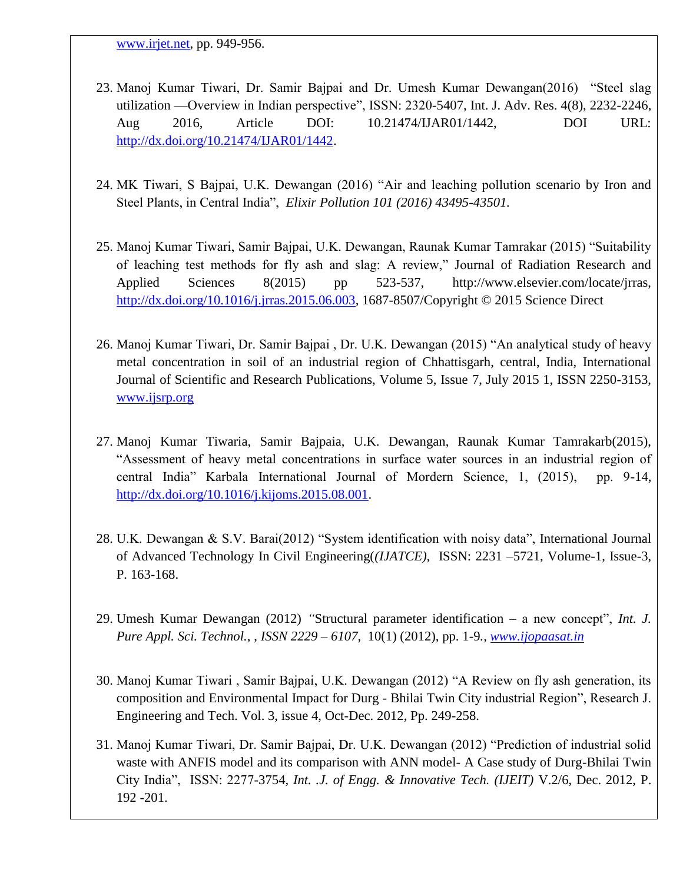www.irjet.net, pp. 949-956.

23. Manoj Kumar Tiwari, Dr. Samir Bajpai and Dr. Umesh Kumar Dewangan(2016) "Steel slag utilization —Overview in Indian perspective", ISSN: 2320-5407, Int. J. Adv. Res. 4(8), 2232-2246, Aug 2016, Article DOI: 10.21474/IJAR01/1442, DOI URL: http://dx.doi.org/10.21474/IJAR01/1442.

24. MK Tiwari, S Bajpai, U.K. Dewangan (2016) "Air and leaching pollution scenario by Iron and Steel Plants, in Central India", *Elixir Pollution 101 (2016) 43495-43501.*

25. Manoj Kumar Tiwari, Samir Bajpai, U.K. Dewangan, Raunak Kumar Tamrakar (2015) "Suitability of leaching test methods for fly ash and slag: A review," Journal of Radiation Research and Applied Sciences 8(2015) pp 523-537, http://www.elsevier.com/locate/jrras, http://dx.doi.org/10.1016/j.jrras.2015.06.003, 1687-8507/Copyright © 2015 Science Direct

26. Manoj Kumar Tiwari, Dr. Samir Bajpai , Dr. U.K. Dewangan (2015) "An analytical study of heavy metal concentration in soil of an industrial region of Chhattisgarh, central, India, International Journal of Scientific and Research Publications, Volume 5, Issue 7, July 2015 1, ISSN 2250-3153, www.ijsrp.org

27. Manoj Kumar Tiwaria, Samir Bajpaia, U.K. Dewangan, Raunak Kumar Tamrakarb(2015), "Assessment of heavy metal concentrations in surface water sources in an industrial region of central India" Karbala International Journal of Mordern Science, 1, (2015), pp. 9-14, http://dx.doi.org/10.1016/j.kijoms.2015.08.001.

28. U.K. Dewangan & S.V. Barai(2012) "System identification with noisy data", International Journal of Advanced Technology In Civil Engineering(*(IJATCE),* ISSN: 2231 –5721, Volume-1, Issue-3, P. 163-168.

29. Umesh Kumar Dewangan (2012) *"*Structural parameter identification – a new concept", *Int. J. Pure Appl. Sci. Technol., , ISSN 2229 – 6107,* 10(1) (2012), pp. 1-9*., www.ijopaasat.in*

30. Manoj Kumar Tiwari , Samir Bajpai, U.K. Dewangan (2012) "A Review on fly ash generation, its composition and Environmental Impact for Durg - Bhilai Twin City industrial Region", Research J. Engineering and Tech. Vol. 3, issue 4, Oct-Dec. 2012, Pp. 249-258.

31. Manoj Kumar Tiwari, Dr. Samir Bajpai, Dr. U.K. Dewangan (2012) "Prediction of industrial solid waste with ANFIS model and its comparison with ANN model- A Case study of Durg-Bhilai Twin City India", ISSN: 2277-3754, *Int. .J. of Engg. & Innovative Tech. (IJEIT)* V.2/6, Dec. 2012, P. 192 -201.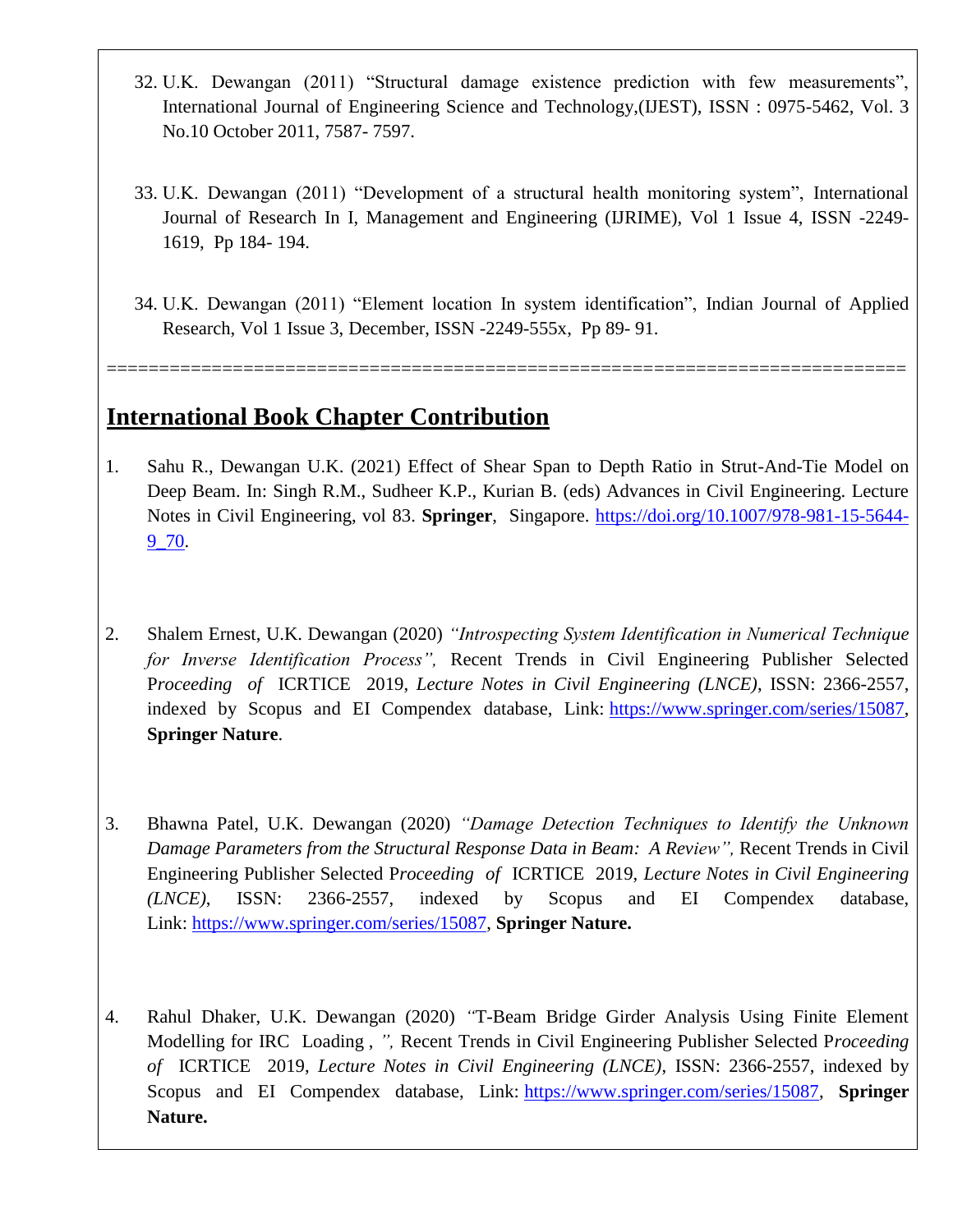32. U.K. Dewangan (2011) "Structural damage existence prediction with few measurements", International Journal of Engineering Science and Technology,(IJEST), ISSN : 0975-5462, Vol. 3 No.10 October 2011, 7587- 7597.

33. U.K. Dewangan (2011) "Development of a structural health monitoring system", International Journal of Research In I, Management and Engineering (IJRIME), Vol 1 Issue 4, ISSN -2249-1619, Pp 184- 194.

34. U.K. Dewangan (2011) "Element location In system identification", Indian Journal of Applied Research, Vol 1 Issue 3, December, ISSN -2249-555x, Pp 89- 91.

==============================================================================

## International Book Chapter Contribution

1. Sahu R., Dewangan U.K. (2021) Effect of Shear Span to Depth Ratio in Strut-And-Tie Model on Deep Beam. In: Singh R.M., Sudheer K.P., Kurian B. (eds) Advances in Civil Engineering. Lecture Notes in Civil Engineering, vol 83. **Springer**, Singapore. https://doi.org/10.1007/978-981-15-5644-9_70.

2. Shalem Ernest, U.K. Dewangan (2020) *"Introspecting System Identification in Numerical Technique for Inverse Identification Process",* Recent Trends in Civil Engineering Publisher Selected P*roceeding of* ICRTICE 2019, *Lecture Notes in Civil Engineering (LNCE)*, ISSN: 2366-2557, indexed by Scopus and EI Compendex database, Link: https://www.springer.com/series/15087, **Springer Nature**.

3. Bhawna Patel, U.K. Dewangan (2020) *"Damage Detection Techniques to Identify the Unknown Damage Parameters from the Structural Response Data in Beam: A Review",* Recent Trends in Civil Engineering Publisher Selected P*roceeding of* ICRTICE 2019, *Lecture Notes in Civil Engineering (LNCE)*, ISSN: 2366-2557, indexed by Scopus and EI Compendex database, Link: https://www.springer.com/series/15087, **Springer Nature.**

4. Rahul Dhaker, U.K. Dewangan (2020) *"*T-Beam Bridge Girder Analysis Using Finite Element Modelling for IRC Loading , *",* Recent Trends in Civil Engineering Publisher Selected P*roceeding of* ICRTICE 2019, *Lecture Notes in Civil Engineering (LNCE)*, ISSN: 2366-2557, indexed by Scopus and EI Compendex database, Link: https://www.springer.com/series/15087, **Springer Nature.**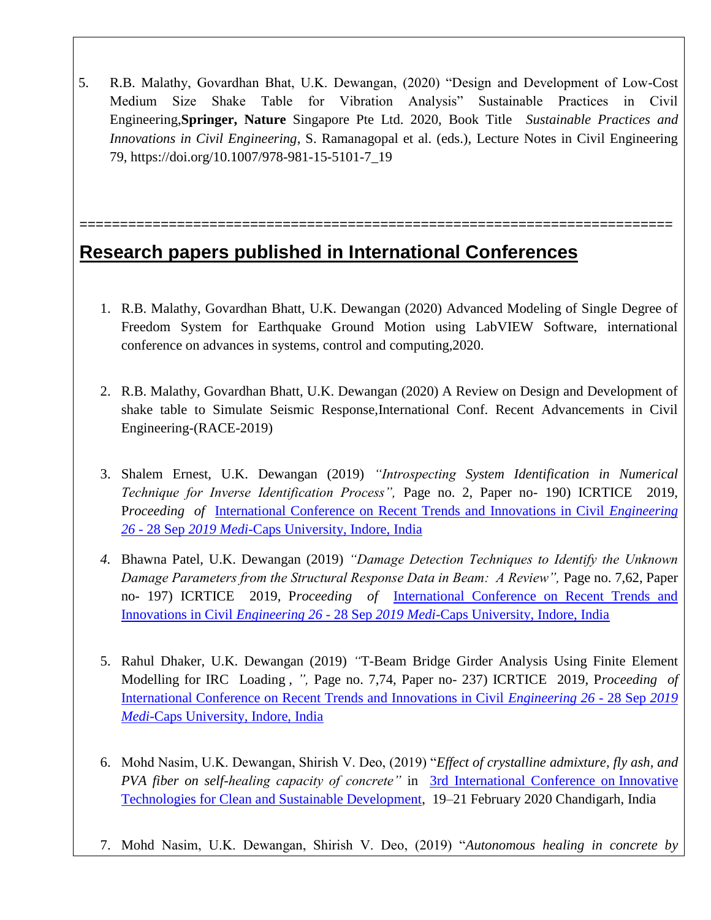5. R.B. Malathy, Govardhan Bhat, U.K. Dewangan, (2020) "Design and Development of Low-Cost Medium Size Shake Table for Vibration Analysis" Sustainable Practices in Civil Engineering,**Springer, Nature** Singapore Pte Ltd. 2020, Book Title *Sustainable Practices and Innovations in Civil Engineering*, S. Ramanagopal et al. (eds.), Lecture Notes in Civil Engineering 79, https://doi.org/10.1007/978-981-15-5101-7_19

==============================================================

## Research papers published in International Conferences

1. R.B. Malathy, Govardhan Bhatt, U.K. Dewangan (2020) Advanced Modeling of Single Degree of Freedom System for Earthquake Ground Motion using LabVIEW Software, international conference on advances in systems, control and computing,2020.

2. R.B. Malathy, Govardhan Bhatt, U.K. Dewangan (2020) A Review on Design and Development of shake table to Simulate Seismic Response,International Conf. Recent Advancements in Civil Engineering-(RACE-2019)

3. Shalem Ernest, U.K. Dewangan (2019) *"Introspecting System Identification in Numerical Technique for Inverse Identification Process",* Page no. 2, Paper no- 190) ICRTICE 2019, P*roceeding of* International Conference on Recent Trends and Innovations in Civil *Engineering 26* - 28 Sep *2019 Medi*-Caps University, Indore, India

4. Bhawna Patel, U.K. Dewangan (2019) *"Damage Detection Techniques to Identify the Unknown Damage Parameters from the Structural Response Data in Beam: A Review",* Page no. 7,62, Paper no- 197) ICRTICE 2019, P*roceeding of* International Conference on Recent Trends and Innovations in Civil *Engineering 26* - 28 Sep *2019 Medi*-Caps University, Indore, India

5. Rahul Dhaker, U.K. Dewangan (2019) *"*T-Beam Bridge Girder Analysis Using Finite Element Modelling for IRC Loading , *",* Page no. 7,74, Paper no- 237) ICRTICE 2019, P*roceeding of* International Conference on Recent Trends and Innovations in Civil *Engineering 26* - 28 Sep *2019 Medi*-Caps University, Indore, India

6. Mohd Nasim, U.K. Dewangan, Shirish V. Deo, (2019) "*Effect of crystalline admixture, fly ash, and PVA fiber on self-healing capacity of concrete"* in 3rd International Conference on Innovative Technologies for Clean and Sustainable Development, 19–21 February 2020 Chandigarh, India

7. Mohd Nasim, U.K. Dewangan, Shirish V. Deo, (2019) "*Autonomous healing in concrete by*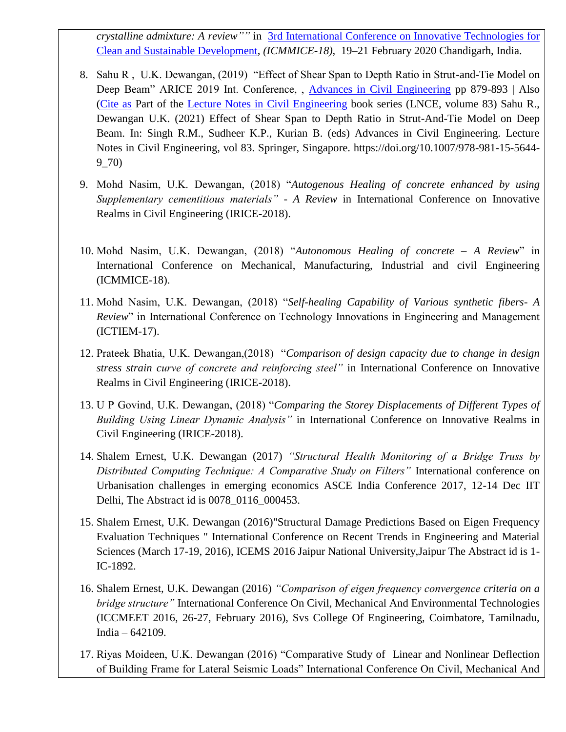*crystalline admixture: A review""* in [3rd International Conference on Innovative Technologies for Clean and Sustainable Development](), *(ICMMICE-18),* 19–21 February 2020 Chandigarh, India.

8. Sahu R , U.K. Dewangan, (2019) "Effect of Shear Span to Depth Ratio in Strut-and-Tie Model on Deep Beam" ARICE 2019 Int. Conference, , [Advances in Civil Engineering]() pp 879-893 | Also ([Cite as]() Part of the [Lecture Notes in Civil Engineering]() book series (LNCE, volume 83) Sahu R., Dewangan U.K. (2021) Effect of Shear Span to Depth Ratio in Strut-And-Tie Model on Deep Beam. In: Singh R.M., Sudheer K.P., Kurian B. (eds) Advances in Civil Engineering. Lecture Notes in Civil Engineering, vol 83. Springer, Singapore. https://doi.org/10.1007/978-981-15-5644-9_70)

9. Mohd Nasim, U.K. Dewangan, (2018) "*Autogenous Healing of concrete enhanced by using Supplementary cementitious materials" - A Review* in International Conference on Innovative Realms in Civil Engineering (IRICE-2018).

10. Mohd Nasim, U.K. Dewangan, (2018) "*Autonomous Healing of concrete – A Review*" in International Conference on Mechanical, Manufacturing, Industrial and civil Engineering (ICMMICE-18).

11. Mohd Nasim, U.K. Dewangan, (2018) "*Self-healing Capability of Various synthetic fibers- A Review*" in International Conference on Technology Innovations in Engineering and Management (ICTIEM-17).

12. Prateek Bhatia, U.K. Dewangan,(2018) "*Comparison of design capacity due to change in design stress strain curve of concrete and reinforcing steel"* in International Conference on Innovative Realms in Civil Engineering (IRICE-2018).

13. U P Govind, U.K. Dewangan, (2018) "*Comparing the Storey Displacements of Different Types of Building Using Linear Dynamic Analysis"* in International Conference on Innovative Realms in Civil Engineering (IRICE-2018).

14. Shalem Ernest, U.K. Dewangan (2017) *"Structural Health Monitoring of a Bridge Truss by Distributed Computing Technique: A Comparative Study on Filters"* International conference on Urbanisation challenges in emerging economics ASCE India Conference 2017, 12-14 Dec IIT Delhi, The Abstract id is 0078_0116_000453.

15. Shalem Ernest, U.K. Dewangan (2016)"Structural Damage Predictions Based on Eigen Frequency Evaluation Techniques " International Conference on Recent Trends in Engineering and Material Sciences (March 17-19, 2016), ICEMS 2016 Jaipur National University,Jaipur The Abstract id is 1-IC-1892.

16. Shalem Ernest, U.K. Dewangan (2016) *"Comparison of eigen frequency convergence criteria on a bridge structure"* International Conference On Civil, Mechanical And Environmental Technologies (ICCMEET 2016, 26-27, February 2016), Svs College Of Engineering, Coimbatore, Tamilnadu, India – 642109.

17. Riyas Moideen, U.K. Dewangan (2016) "Comparative Study of Linear and Nonlinear Deflection of Building Frame for Lateral Seismic Loads" International Conference On Civil, Mechanical And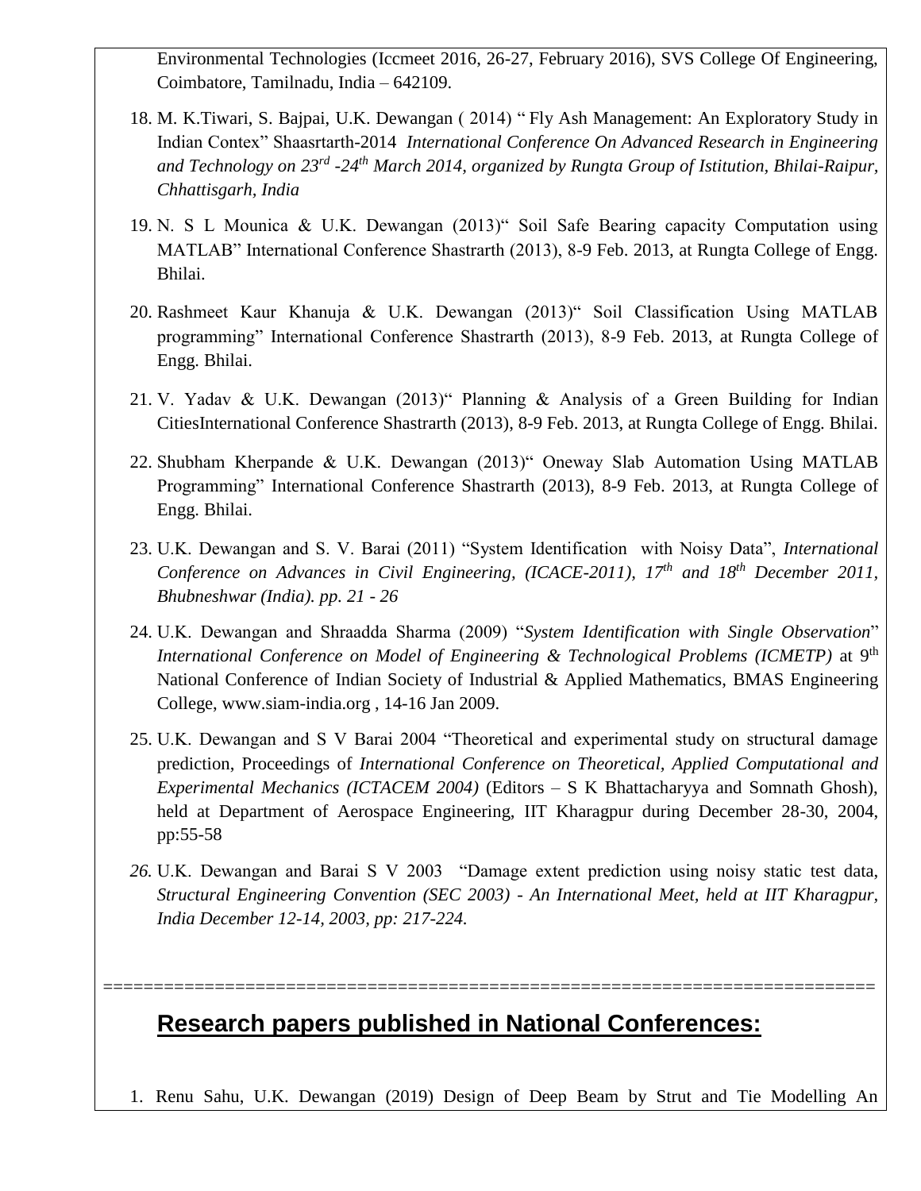Environmental Technologies (Iccmeet 2016, 26-27, February 2016), SVS College Of Engineering, Coimbatore, Tamilnadu, India – 642109.

18. M. K.Tiwari, S. Bajpai, U.K. Dewangan ( 2014) " Fly Ash Management: An Exploratory Study in Indian Contex" Shaasrtarth-2014 *International Conference On Advanced Research in Engineering and Technology on 23rd -24th March 2014, organized by Rungta Group of Istitution, Bhilai-Raipur, Chhattisgarh, India*

19. N. S L Mounica & U.K. Dewangan (2013)" Soil Safe Bearing capacity Computation using MATLAB" International Conference Shastrarth (2013), 8-9 Feb. 2013, at Rungta College of Engg. Bhilai.

20. Rashmeet Kaur Khanuja & U.K. Dewangan (2013)" Soil Classification Using MATLAB programming" International Conference Shastrarth (2013), 8-9 Feb. 2013, at Rungta College of Engg. Bhilai.

21. V. Yadav & U.K. Dewangan (2013)" Planning & Analysis of a Green Building for Indian CitiesInternational Conference Shastrarth (2013), 8-9 Feb. 2013, at Rungta College of Engg. Bhilai.

22. Shubham Kherpande & U.K. Dewangan (2013)" Oneway Slab Automation Using MATLAB Programming" International Conference Shastrarth (2013), 8-9 Feb. 2013, at Rungta College of Engg. Bhilai.

23. U.K. Dewangan and S. V. Barai (2011) "System Identification with Noisy Data", *International Conference on Advances in Civil Engineering, (ICACE-2011), 17th and 18th December 2011, Bhubneshwar (India). pp. 21 - 26*

24. U.K. Dewangan and Shraadda Sharma (2009) "*System Identification with Single Observation*" *International Conference on Model of Engineering & Technological Problems (ICMETP)* at 9th National Conference of Indian Society of Industrial & Applied Mathematics, BMAS Engineering College, www.siam-india.org , 14-16 Jan 2009.

25. U.K. Dewangan and S V Barai 2004 "Theoretical and experimental study on structural damage prediction, Proceedings of *International Conference on Theoretical, Applied Computational and Experimental Mechanics (ICTACEM 2004)* (Editors – S K Bhattacharyya and Somnath Ghosh), held at Department of Aerospace Engineering, IIT Kharagpur during December 28-30, 2004, pp:55-58

26. U.K. Dewangan and Barai S V 2003 "Damage extent prediction using noisy static test data, *Structural Engineering Convention (SEC 2003) - An International Meet, held at IIT Kharagpur, India December 12-14, 2003, pp: 217-224.*

==========================================================================

## **Research papers published in National Conferences:**

1. Renu Sahu, U.K. Dewangan (2019) Design of Deep Beam by Strut and Tie Modelling An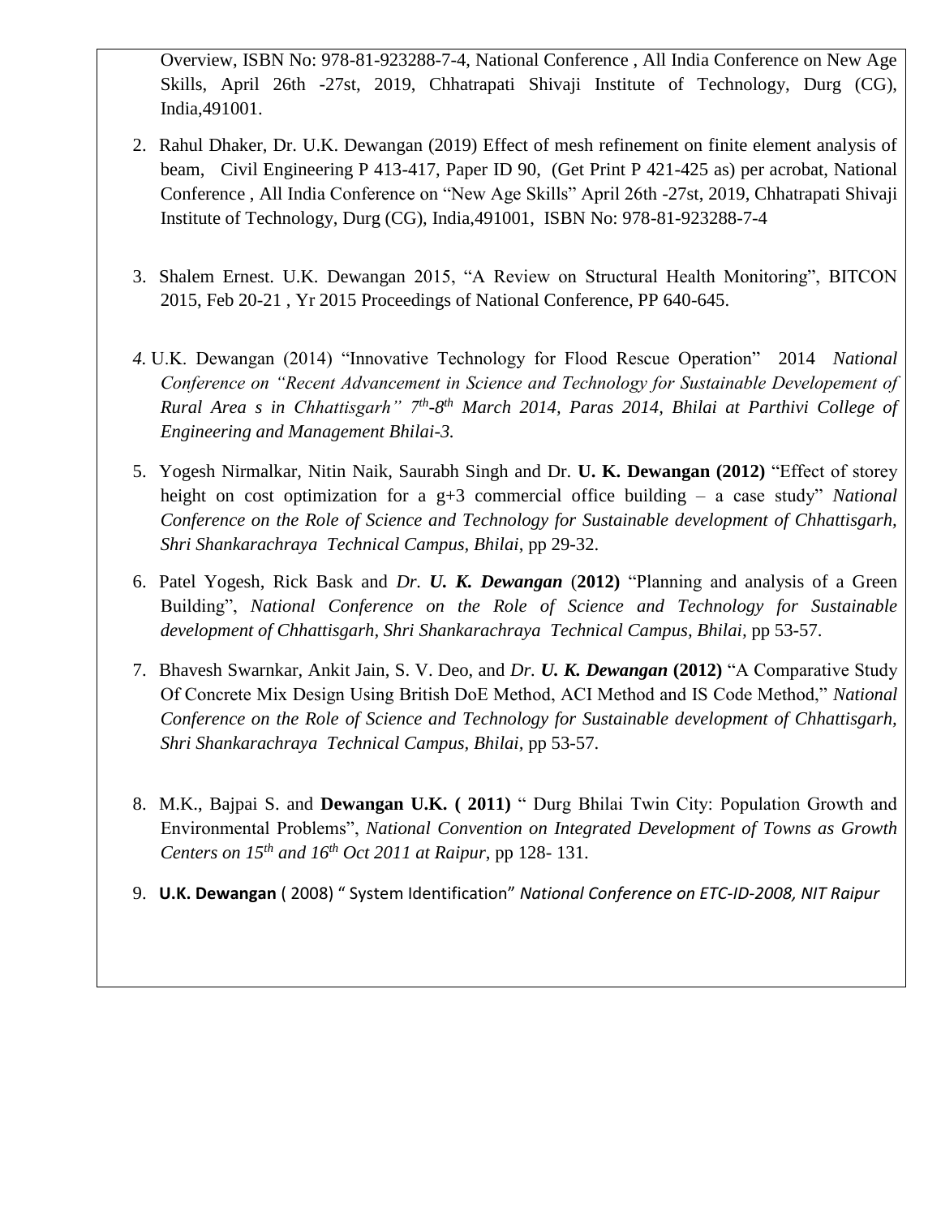Overview, ISBN No: 978-81-923288-7-4, National Conference , All India Conference on New Age Skills, April 26th -27st, 2019, Chhatrapati Shivaji Institute of Technology, Durg (CG), India,491001.

2. Rahul Dhaker, Dr. U.K. Dewangan (2019) Effect of mesh refinement on finite element analysis of beam, Civil Engineering P 413-417, Paper ID 90, (Get Print P 421-425 as) per acrobat, National Conference , All India Conference on "New Age Skills" April 26th -27st, 2019, Chhatrapati Shivaji Institute of Technology, Durg (CG), India,491001, ISBN No: 978-81-923288-7-4

3. Shalem Ernest. U.K. Dewangan 2015, "A Review on Structural Health Monitoring", BITCON 2015, Feb 20-21 , Yr 2015 Proceedings of National Conference, PP 640-645.

4. U.K. Dewangan (2014) "Innovative Technology for Flood Rescue Operation" 2014 *National Conference on "Recent Advancement in Science and Technology for Sustainable Developement of Rural Area s in Chhattisgarh" 7th-8th March 2014, Paras 2014, Bhilai at Parthivi College of Engineering and Management Bhilai-3.*

5. Yogesh Nirmalkar, Nitin Naik, Saurabh Singh and Dr. **U. K. Dewangan (2012)** "Effect of storey height on cost optimization for a g+3 commercial office building – a case study" *National Conference on the Role of Science and Technology for Sustainable development of Chhattisgarh, Shri Shankarachraya Technical Campus, Bhilai*, pp 29-32.

6. Patel Yogesh, Rick Bask and *Dr.* ***U. K. Dewangan*** (**2012)** "Planning and analysis of a Green Building", *National Conference on the Role of Science and Technology for Sustainable development of Chhattisgarh, Shri Shankarachraya Technical Campus, Bhilai*, pp 53-57.

7. Bhavesh Swarnkar, Ankit Jain, S. V. Deo, and *Dr.* ***U. K. Dewangan*** **(2012)** "A Comparative Study Of Concrete Mix Design Using British DoE Method, ACI Method and IS Code Method," *National Conference on the Role of Science and Technology for Sustainable development of Chhattisgarh, Shri Shankarachraya Technical Campus, Bhilai*, pp 53-57.

8. M.K., Bajpai S. and **Dewangan U.K. ( 2011)** " Durg Bhilai Twin City: Population Growth and Environmental Problems", *National Convention on Integrated Development of Towns as Growth Centers on 15th and 16th Oct 2011 at Raipur*, pp 128- 131.

9. **U.K. Dewangan** ( 2008) " System Identification" *National Conference on ETC-ID-2008, NIT Raipur*